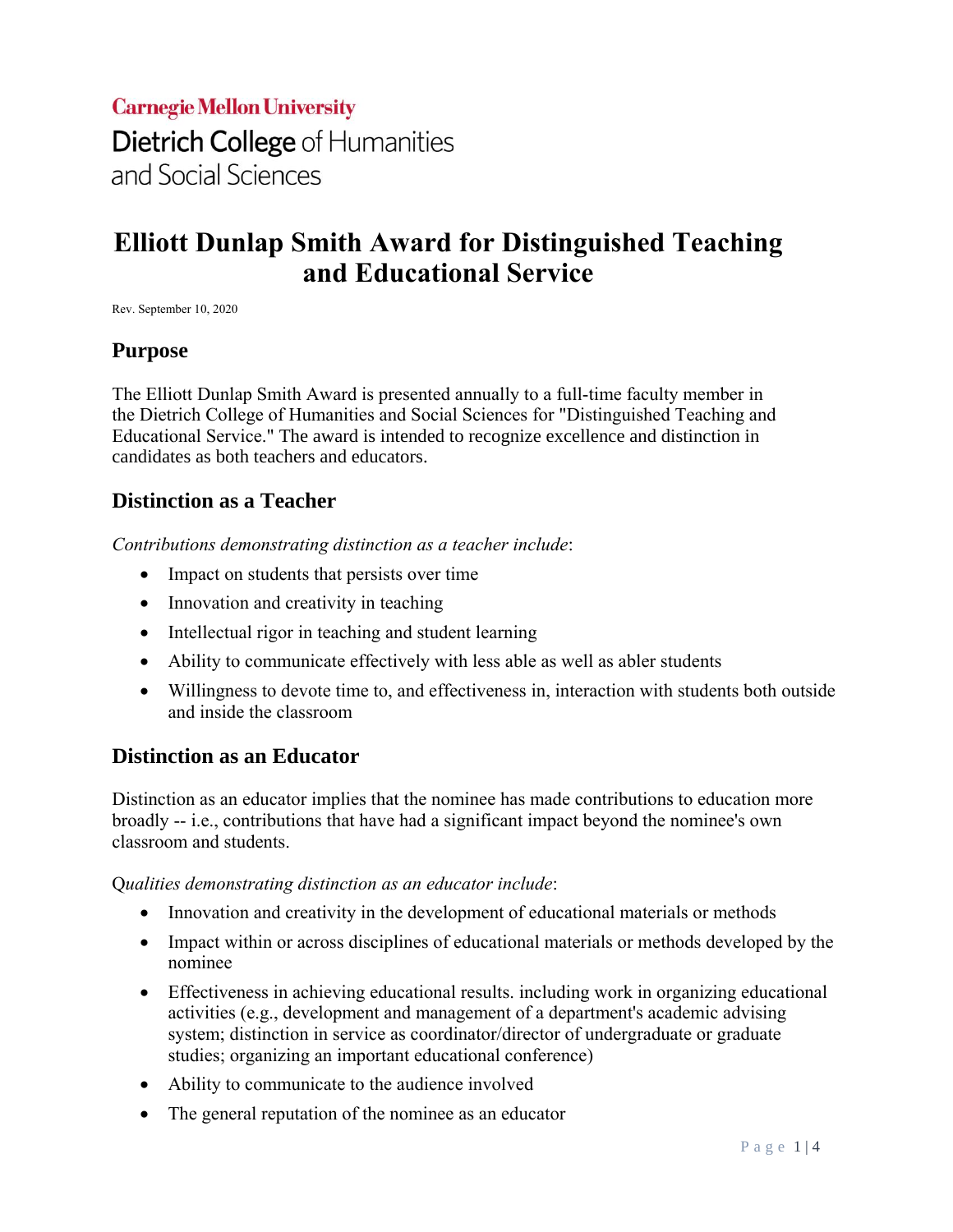Carnegie Mellon University

Dietrich College of Humanities and Social Sciences

# Elliott Dunlap Smith Award for Distinguished Teaching and Educational Service

Rev. September 10, 2020

## Purpose

The Elliott Dunlap Smith Award is presented annually to a full-time faculty member in the Dietrich College of Humanities and Social Sciences for "Distinguished Teaching and Educational Service." The award is intended to recognize excellence and distinction in candidates as both teachers and educators.

## Distinction as a Teacher

*Contributions demonstrating distinction as a teacher include*:

- Impact on students that persists over time
- Innovation and creativity in teaching
- Intellectual rigor in teaching and student learning
- Ability to communicate effectively with less able as well as abler students
- Willingness to devote time to, and effectiveness in, interaction with students both outside and inside the classroom

## Distinction as an Educator

Distinction as an educator implies that the nominee has made contributions to education more broadly -- i.e., contributions that have had a significant impact beyond the nominee's own classroom and students.

Q*ualities demonstrating distinction as an educator include*:

- Innovation and creativity in the development of educational materials or methods
- Impact within or across disciplines of educational materials or methods developed by the nominee
- Effectiveness in achieving educational results. including work in organizing educational activities (e.g., development and management of a department's academic advising system; distinction in service as coordinator/director of undergraduate or graduate studies; organizing an important educational conference)
- Ability to communicate to the audience involved
- The general reputation of the nominee as an educator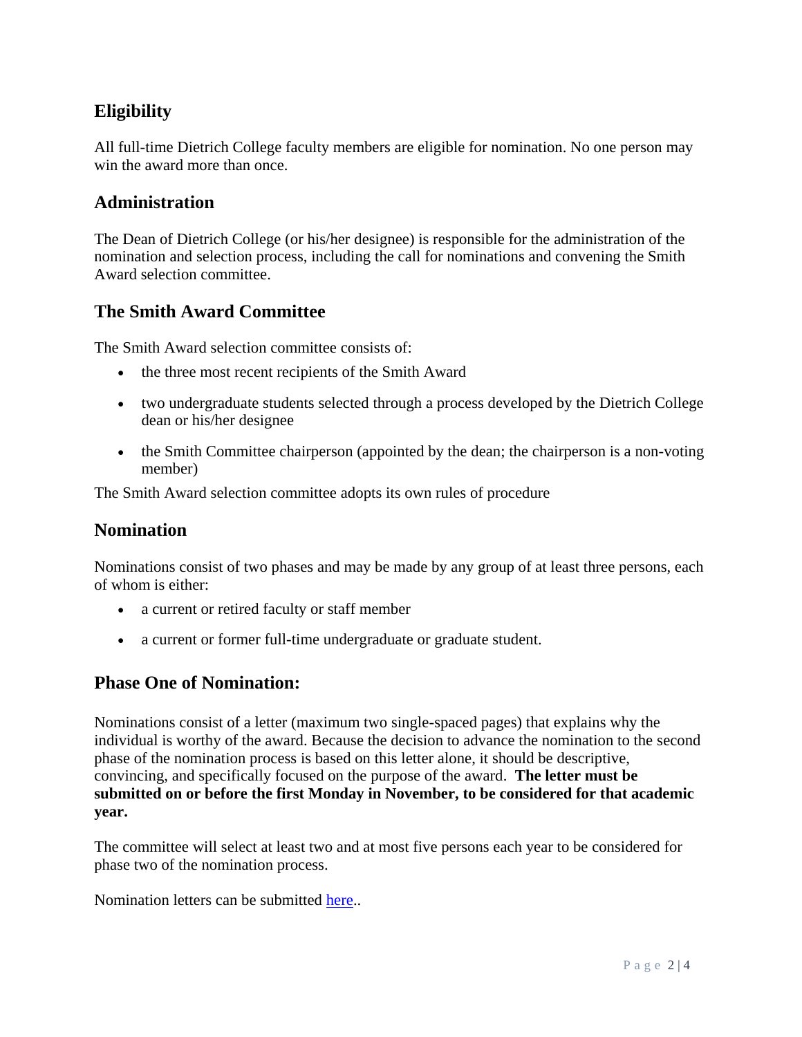## Eligibility

All full-time Dietrich College faculty members are eligible for nomination. No one person may win the award more than once.

## Administration

The Dean of Dietrich College (or his/her designee) is responsible for the administration of the nomination and selection process, including the call for nominations and convening the Smith Award selection committee.

## The Smith Award Committee

The Smith Award selection committee consists of:

- the three most recent recipients of the Smith Award
- two undergraduate students selected through a process developed by the Dietrich College dean or his/her designee
- the Smith Committee chairperson (appointed by the dean; the chairperson is a non-voting member)

The Smith Award selection committee adopts its own rules of procedure

## Nomination

Nominations consist of two phases and may be made by any group of at least three persons, each of whom is either:

- a current or retired faculty or staff member
- a current or former full-time undergraduate or graduate student.

## Phase One of Nomination:

Nominations consist of a letter (maximum two single-spaced pages) that explains why the individual is worthy of the award. Because the decision to advance the nomination to the second phase of the nomination process is based on this letter alone, it should be descriptive, convincing, and specifically focused on the purpose of the award. **The letter must be submitted on or before the first Monday in November, to be considered for that academic year.**

The committee will select at least two and at most five persons each year to be considered for phase two of the nomination process.

Nomination letters can be submitted here..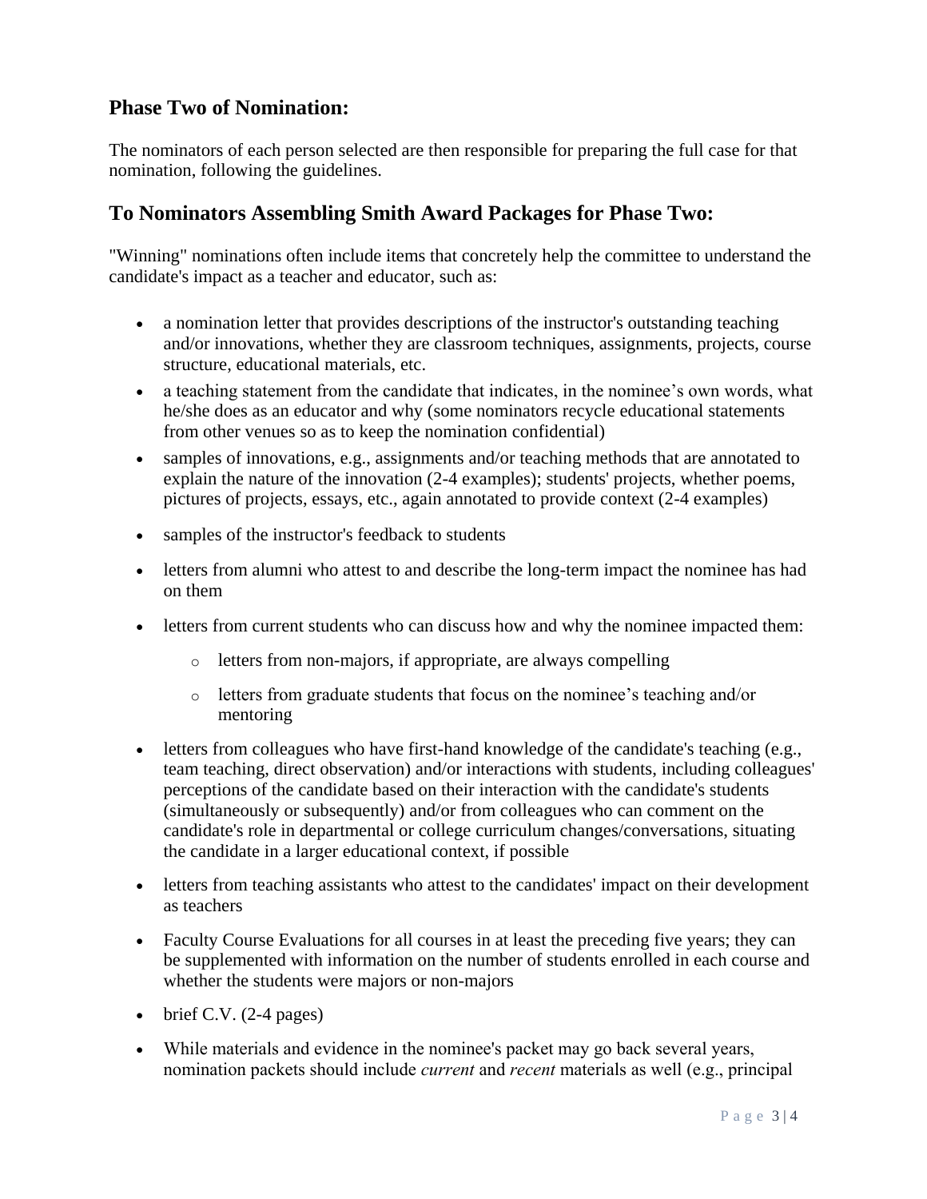## Phase Two of Nomination:

The nominators of each person selected are then responsible for preparing the full case for that nomination, following the guidelines.

## To Nominators Assembling Smith Award Packages for Phase Two:

"Winning" nominations often include items that concretely help the committee to understand the candidate's impact as a teacher and educator, such as:

- a nomination letter that provides descriptions of the instructor's outstanding teaching and/or innovations, whether they are classroom techniques, assignments, projects, course structure, educational materials, etc.
- a teaching statement from the candidate that indicates, in the nominee's own words, what he/she does as an educator and why (some nominators recycle educational statements from other venues so as to keep the nomination confidential)
- samples of innovations, e.g., assignments and/or teaching methods that are annotated to explain the nature of the innovation (2-4 examples); students' projects, whether poems, pictures of projects, essays, etc., again annotated to provide context (2-4 examples)
- samples of the instructor's feedback to students
- letters from alumni who attest to and describe the long-term impact the nominee has had on them
- letters from current students who can discuss how and why the nominee impacted them:
  - letters from non-majors, if appropriate, are always compelling
  - letters from graduate students that focus on the nominee's teaching and/or mentoring
- letters from colleagues who have first-hand knowledge of the candidate's teaching (e.g., team teaching, direct observation) and/or interactions with students, including colleagues' perceptions of the candidate based on their interaction with the candidate's students (simultaneously or subsequently) and/or from colleagues who can comment on the candidate's role in departmental or college curriculum changes/conversations, situating the candidate in a larger educational context, if possible
- letters from teaching assistants who attest to the candidates' impact on their development as teachers
- Faculty Course Evaluations for all courses in at least the preceding five years; they can be supplemented with information on the number of students enrolled in each course and whether the students were majors or non-majors
- brief C.V. (2-4 pages)
- While materials and evidence in the nominee's packet may go back several years, nomination packets should include *current* and *recent* materials as well (e.g., principal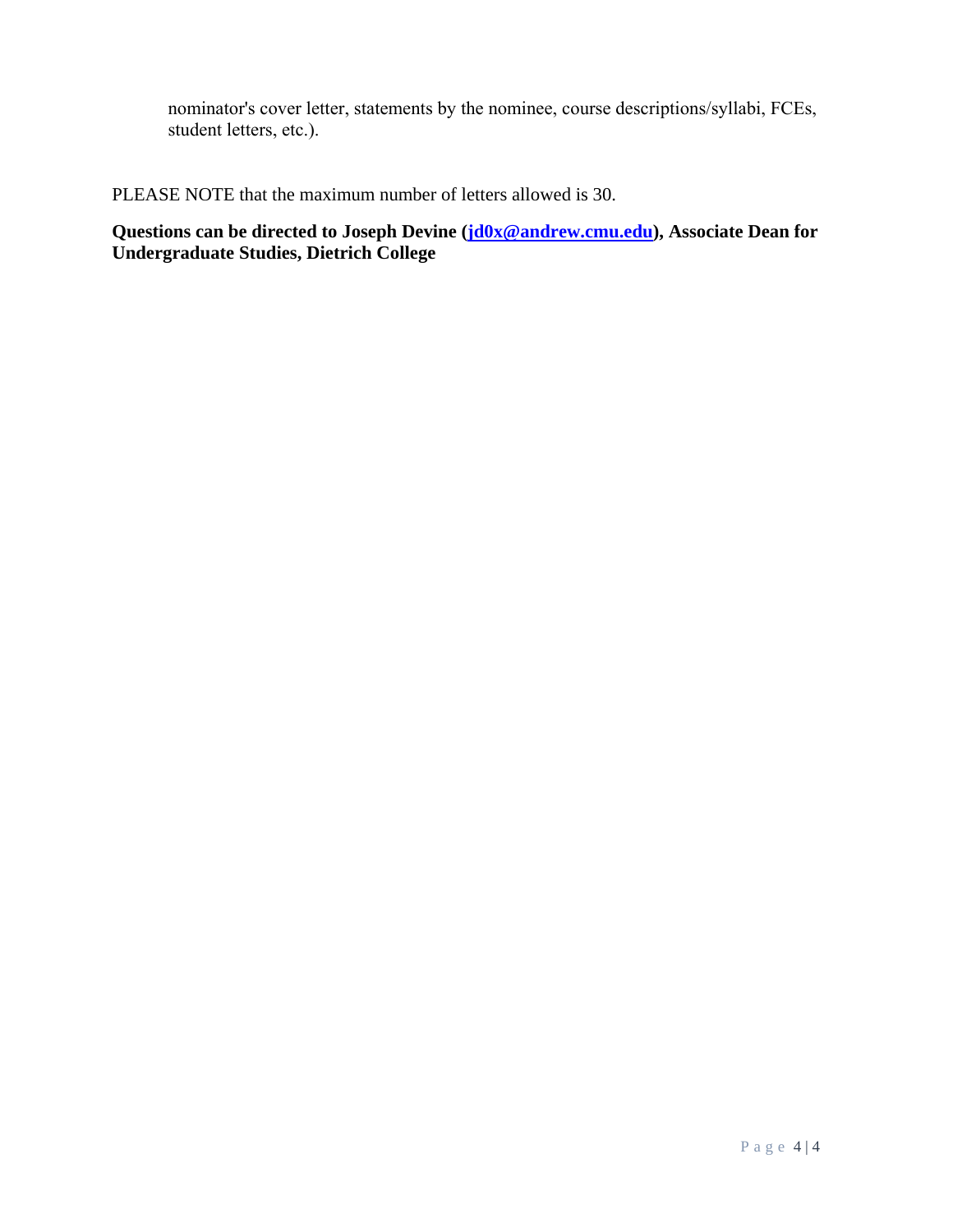nominator's cover letter, statements by the nominee, course descriptions/syllabi, FCEs, student letters, etc.).

PLEASE NOTE that the maximum number of letters allowed is 30.

**Questions can be directed to Joseph Devine ([jd0x@andrew.cmu.edu](mailto:jd0x@andrew.cmu.edu)), Associate Dean for Undergraduate Studies, Dietrich College**